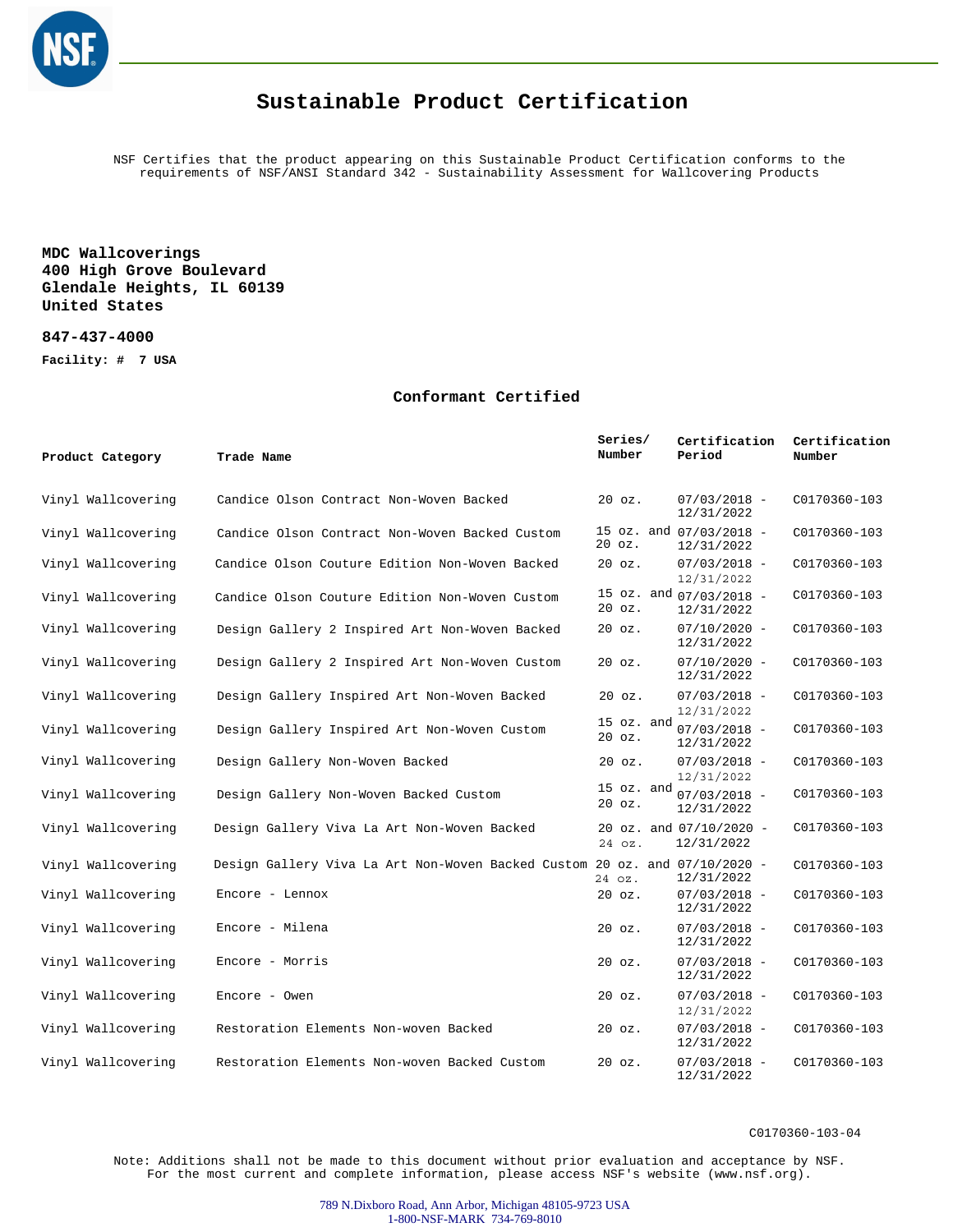# Sustainable Product Certification

NSF Certifies that the product appearing on this Sustainable Product Certification conforms to the requirements of NSF/ANSI Standard 342 - Sustainability Assessment for Wallcovering Products

**MDC Wallcoverings**
**400 High Grove Boulevard**
**Glendale Heights, IL 60139**
**United States**

**847-437-4000**

**Facility: # 7 USA**

## Conformant Certified

| Product Category | Trade Name | Series/ Number | Certification Period | Certification Number |
|---|---|---|---|---|
| Vinyl Wallcovering | Candice Olson Contract Non-Woven Backed | 20 oz. | 07/03/2018 - 12/31/2022 | C0170360-103 |
| Vinyl Wallcovering | Candice Olson Contract Non-Woven Backed Custom | 15 oz. and 20 oz. | 07/03/2018 - 12/31/2022 | C0170360-103 |
| Vinyl Wallcovering | Candice Olson Couture Edition Non-Woven Backed | 20 oz. | 07/03/2018 - 12/31/2022 | C0170360-103 |
| Vinyl Wallcovering | Candice Olson Couture Edition Non-Woven Custom | 15 oz. and 20 oz. | 07/03/2018 - 12/31/2022 | C0170360-103 |
| Vinyl Wallcovering | Design Gallery 2 Inspired Art Non-Woven Backed | 20 oz. | 07/10/2020 - 12/31/2022 | C0170360-103 |
| Vinyl Wallcovering | Design Gallery 2 Inspired Art Non-Woven Custom | 20 oz. | 07/10/2020 - 12/31/2022 | C0170360-103 |
| Vinyl Wallcovering | Design Gallery Inspired Art Non-Woven Backed | 20 oz. | 07/03/2018 - 12/31/2022 | C0170360-103 |
| Vinyl Wallcovering | Design Gallery Inspired Art Non-Woven Custom | 15 oz. and 20 oz. | 07/03/2018 - 12/31/2022 | C0170360-103 |
| Vinyl Wallcovering | Design Gallery Non-Woven Backed | 20 oz. | 07/03/2018 - 12/31/2022 | C0170360-103 |
| Vinyl Wallcovering | Design Gallery Non-Woven Backed Custom | 15 oz. and 20 oz. | 07/03/2018 - 12/31/2022 | C0170360-103 |
| Vinyl Wallcovering | Design Gallery Viva La Art Non-Woven Backed | 20 oz. and 24 oz. | 07/10/2020 - 12/31/2022 | C0170360-103 |
| Vinyl Wallcovering | Design Gallery Viva La Art Non-Woven Backed Custom | 20 oz. and 24 oz. | 07/10/2020 - 12/31/2022 | C0170360-103 |
| Vinyl Wallcovering | Encore - Lennox | 20 oz. | 07/03/2018 - 12/31/2022 | C0170360-103 |
| Vinyl Wallcovering | Encore - Milena | 20 oz. | 07/03/2018 - 12/31/2022 | C0170360-103 |
| Vinyl Wallcovering | Encore - Morris | 20 oz. | 07/03/2018 - 12/31/2022 | C0170360-103 |
| Vinyl Wallcovering | Encore - Owen | 20 oz. | 07/03/2018 - 12/31/2022 | C0170360-103 |
| Vinyl Wallcovering | Restoration Elements Non-woven Backed | 20 oz. | 07/03/2018 - 12/31/2022 | C0170360-103 |
| Vinyl Wallcovering | Restoration Elements Non-woven Backed Custom | 20 oz. | 07/03/2018 - 12/31/2022 | C0170360-103 |

C0170360-103-04

Note: Additions shall not be made to this document without prior evaluation and acceptance by NSF. For the most current and complete information, please access NSF's website (www.nsf.org).

789 N.Dixboro Road, Ann Arbor, Michigan 48105-9723 USA
1-800-NSF-MARK 734-769-8010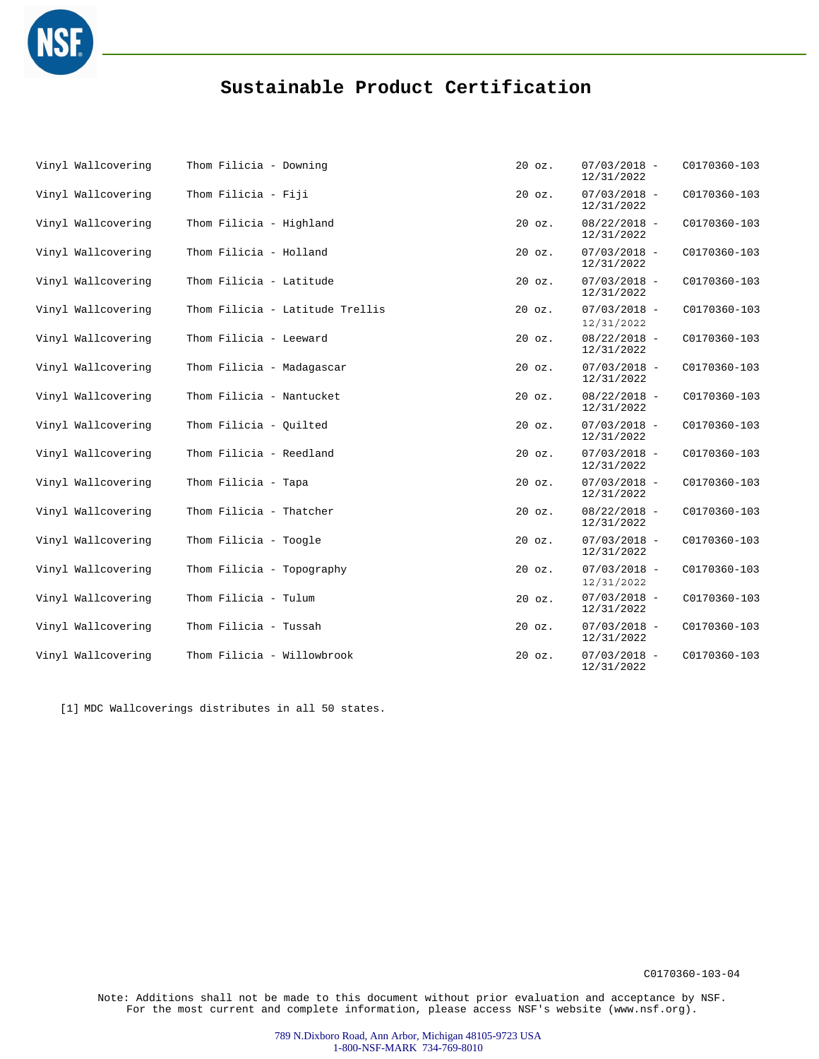# Sustainable Product Certification

| | | | | |
|---|---|---|---|---|
| Vinyl Wallcovering | Thom Filicia - Downing | 20 oz. | 07/03/2018 - 12/31/2022 | C0170360-103 |
| Vinyl Wallcovering | Thom Filicia - Fiji | 20 oz. | 07/03/2018 - 12/31/2022 | C0170360-103 |
| Vinyl Wallcovering | Thom Filicia - Highland | 20 oz. | 08/22/2018 - 12/31/2022 | C0170360-103 |
| Vinyl Wallcovering | Thom Filicia - Holland | 20 oz. | 07/03/2018 - 12/31/2022 | C0170360-103 |
| Vinyl Wallcovering | Thom Filicia - Latitude | 20 oz. | 07/03/2018 - 12/31/2022 | C0170360-103 |
| Vinyl Wallcovering | Thom Filicia - Latitude Trellis | 20 oz. | 07/03/2018 - 12/31/2022 | C0170360-103 |
| Vinyl Wallcovering | Thom Filicia - Leeward | 20 oz. | 08/22/2018 - 12/31/2022 | C0170360-103 |
| Vinyl Wallcovering | Thom Filicia - Madagascar | 20 oz. | 07/03/2018 - 12/31/2022 | C0170360-103 |
| Vinyl Wallcovering | Thom Filicia - Nantucket | 20 oz. | 08/22/2018 - 12/31/2022 | C0170360-103 |
| Vinyl Wallcovering | Thom Filicia - Quilted | 20 oz. | 07/03/2018 - 12/31/2022 | C0170360-103 |
| Vinyl Wallcovering | Thom Filicia - Reedland | 20 oz. | 07/03/2018 - 12/31/2022 | C0170360-103 |
| Vinyl Wallcovering | Thom Filicia - Tapa | 20 oz. | 07/03/2018 - 12/31/2022 | C0170360-103 |
| Vinyl Wallcovering | Thom Filicia - Thatcher | 20 oz. | 08/22/2018 - 12/31/2022 | C0170360-103 |
| Vinyl Wallcovering | Thom Filicia - Toogle | 20 oz. | 07/03/2018 - 12/31/2022 | C0170360-103 |
| Vinyl Wallcovering | Thom Filicia - Topography | 20 oz. | 07/03/2018 - 12/31/2022 | C0170360-103 |
| Vinyl Wallcovering | Thom Filicia - Tulum | 20 oz. | 07/03/2018 - 12/31/2022 | C0170360-103 |
| Vinyl Wallcovering | Thom Filicia - Tussah | 20 oz. | 07/03/2018 - 12/31/2022 | C0170360-103 |
| Vinyl Wallcovering | Thom Filicia - Willowbrook | 20 oz. | 07/03/2018 - 12/31/2022 | C0170360-103 |

[1] MDC Wallcoverings distributes in all 50 states.

C0170360-103-04

Note: Additions shall not be made to this document without prior evaluation and acceptance by NSF.
For the most current and complete information, please access NSF's website (www.nsf.org).

789 N.Dixboro Road, Ann Arbor, Michigan 48105-9723 USA
1-800-NSF-MARK 734-769-8010